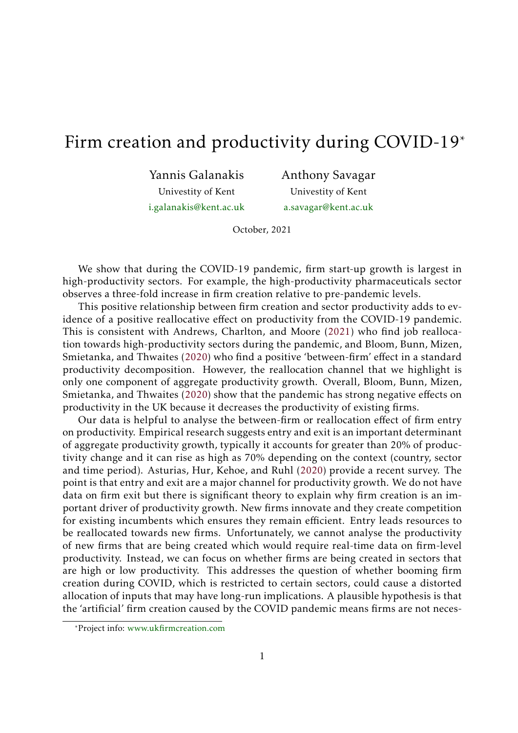# Firm creation and productivity during COVID-19*

Yannis Galanakis
Univestity of Kent
i.galanakis@kent.ac.uk

Anthony Savagar
Univestity of Kent
a.savagar@kent.ac.uk

October, 2021

We show that during the COVID-19 pandemic, firm start-up growth is largest in high-productivity sectors. For example, the high-productivity pharmaceuticals sector observes a three-fold increase in firm creation relative to pre-pandemic levels.

This positive relationship between firm creation and sector productivity adds to evidence of a positive reallocative effect on productivity from the COVID-19 pandemic. This is consistent with Andrews, Charlton, and Moore (2021) who find job reallocation towards high-productivity sectors during the pandemic, and Bloom, Bunn, Mizen, Smietanka, and Thwaites (2020) who find a positive 'between-firm' effect in a standard productivity decomposition. However, the reallocation channel that we highlight is only one component of aggregate productivity growth. Overall, Bloom, Bunn, Mizen, Smietanka, and Thwaites (2020) show that the pandemic has strong negative effects on productivity in the UK because it decreases the productivity of existing firms.

Our data is helpful to analyse the between-firm or reallocation effect of firm entry on productivity. Empirical research suggests entry and exit is an important determinant of aggregate productivity growth, typically it accounts for greater than 20% of productivity change and it can rise as high as 70% depending on the context (country, sector and time period). Asturias, Hur, Kehoe, and Ruhl (2020) provide a recent survey. The point is that entry and exit are a major channel for productivity growth. We do not have data on firm exit but there is significant theory to explain why firm creation is an important driver of productivity growth. New firms innovate and they create competition for existing incumbents which ensures they remain efficient. Entry leads resources to be reallocated towards new firms. Unfortunately, we cannot analyse the productivity of new firms that are being created which would require real-time data on firm-level productivity. Instead, we can focus on whether firms are being created in sectors that are high or low productivity. This addresses the question of whether booming firm creation during COVID, which is restricted to certain sectors, could cause a distorted allocation of inputs that may have long-run implications. A plausible hypothesis is that the 'artificial' firm creation caused by the COVID pandemic means firms are not neces-

*Project info: www.ukfirmcreation.com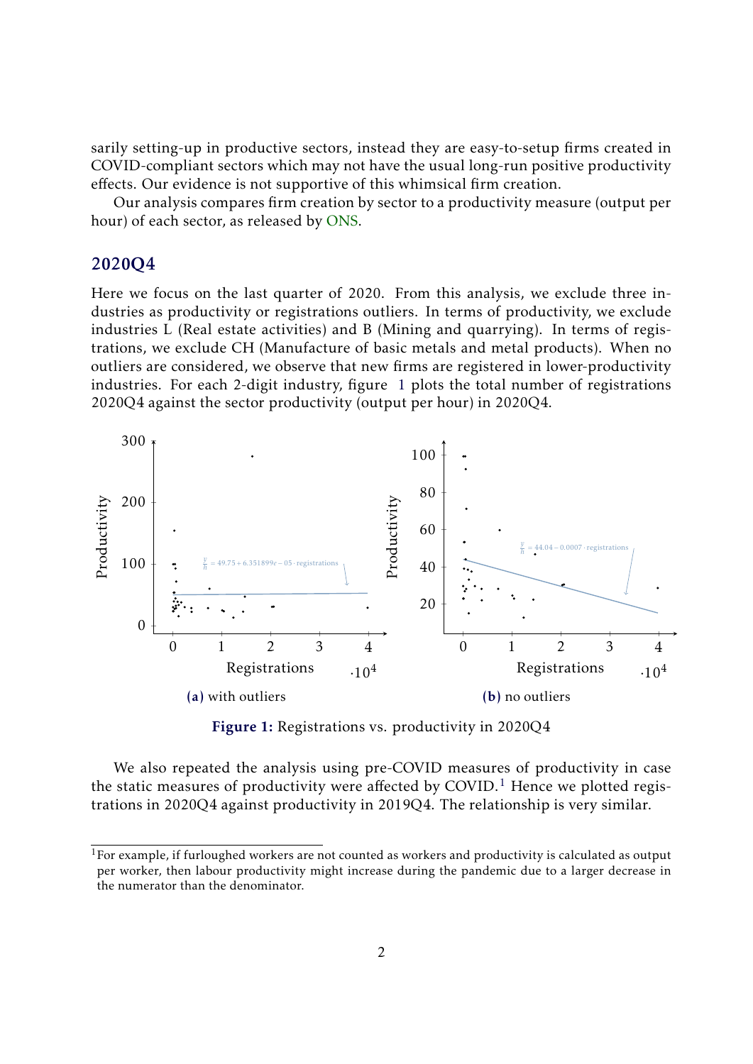sarily setting-up in productive sectors, instead they are easy-to-setup firms created in COVID-compliant sectors which may not have the usual long-run positive productivity effects. Our evidence is not supportive of this whimsical firm creation.

Our analysis compares firm creation by sector to a productivity measure (output per hour) of each sector, as released by ONS.

## 2020Q4

Here we focus on the last quarter of 2020. From this analysis, we exclude three industries as productivity or registrations outliers. In terms of productivity, we exclude industries L (Real estate activities) and B (Mining and quarrying). In terms of registrations, we exclude CH (Manufacture of basic metals and metal products). When no outliers are considered, we observe that new firms are registered in lower-productivity industries. For each 2-digit industry, figure 1 plots the total number of registrations 2020Q4 against the sector productivity (output per hour) in 2020Q4.

Productivity
300
200
100
0
0 1 2 3 4
Registrations $\cdot 10^4$
$\frac{y}{h} = 49.75 + 6.351899e - 05 \cdot \text{registrations}$

**(a)** with outliers

Productivity
100
80
60
40
20
0 1 2 3 4
Registrations $\cdot 10^4$
$\frac{y}{h} = 44.04 - 0.0007 \cdot \text{registrations}$

**(b)** no outliers

**Figure 1:** Registrations vs. productivity in 2020Q4

We also repeated the analysis using pre-COVID measures of productivity in case the static measures of productivity were affected by COVID.[1] Hence we plotted registrations in 2020Q4 against productivity in 2019Q4. The relationship is very similar.

[1] For example, if furloughed workers are not counted as workers and productivity is calculated as output per worker, then labour productivity might increase during the pandemic due to a larger decrease in the numerator than the denominator.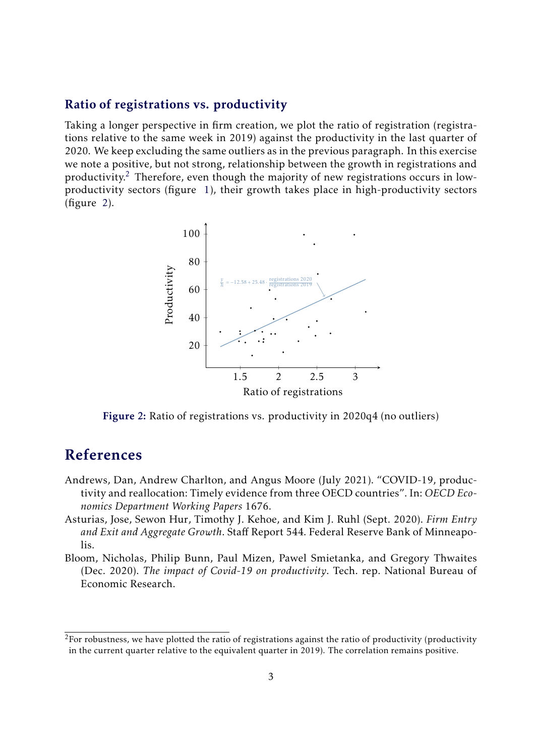### Ratio of registrations vs. productivity

Taking a longer perspective in firm creation, we plot the ratio of registration (registrations relative to the same week in 2019) against the productivity in the last quarter of 2020. We keep excluding the same outliers as in the previous paragraph. In this exercise we note a positive, but not strong, relationship between the growth in registrations and productivity.[2] Therefore, even though the majority of new registrations occurs in low-productivity sectors (figure 1), their growth takes place in high-productivity sectors (figure 2).

Productivity

100
80
60
40
20

$\frac{y}{h} = -12.58 + 25.48 \cdot \frac{\text{registrations 2020}}{\text{registrations 2019}}$

1.5
2
2.5
3

Ratio of registrations

**Figure 2:** Ratio of registrations vs. productivity in 2020q4 (no outliers)

## References

Andrews, Dan, Andrew Charlton, and Angus Moore (July 2021). “COVID-19, productivity and reallocation: Timely evidence from three OECD countries”. In: *OECD Economics Department Working Papers* 1676.

Asturias, Jose, Sewon Hur, Timothy J. Kehoe, and Kim J. Ruhl (Sept. 2020). *Firm Entry and Exit and Aggregate Growth*. Staff Report 544. Federal Reserve Bank of Minneapolis.

Bloom, Nicholas, Philip Bunn, Paul Mizen, Pawel Smietanka, and Gregory Thwaites (Dec. 2020). *The impact of Covid-19 on productivity*. Tech. rep. National Bureau of Economic Research.

[2] For robustness, we have plotted the ratio of registrations against the ratio of productivity (productivity in the current quarter relative to the equivalent quarter in 2019). The correlation remains positive.